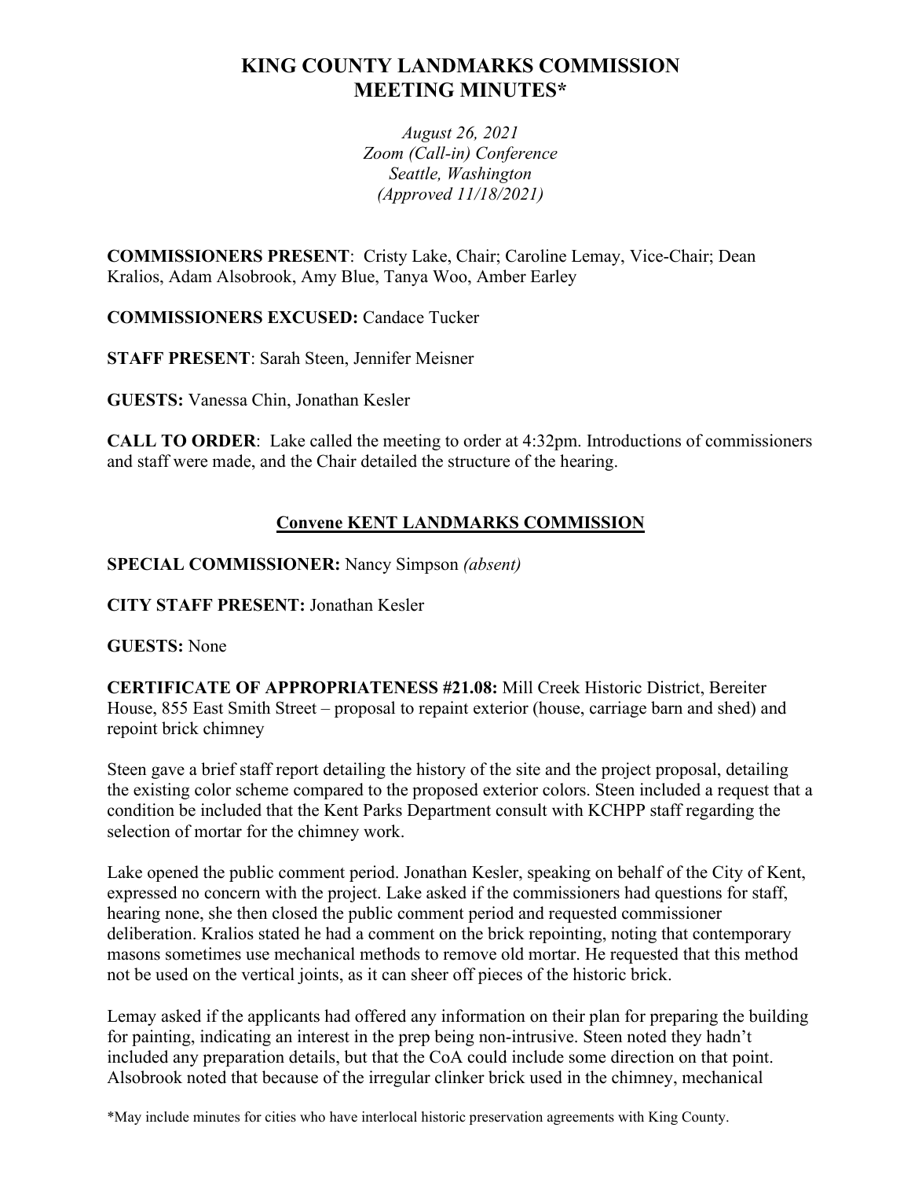# KING COUNTY LANDMARKS COMMISSION MEETING MINUTES*

*August 26, 2021*
*Zoom (Call-in) Conference*
*Seattle, Washington*
*(Approved 11/18/2021)*

**COMMISSIONERS PRESENT**: Cristy Lake, Chair; Caroline Lemay, Vice-Chair; Dean Kralios, Adam Alsobrook, Amy Blue, Tanya Woo, Amber Earley

**COMMISSIONERS EXCUSED:** Candace Tucker

**STAFF PRESENT**: Sarah Steen, Jennifer Meisner

**GUESTS:** Vanessa Chin, Jonathan Kesler

**CALL TO ORDER**: Lake called the meeting to order at 4:32pm. Introductions of commissioners and staff were made, and the Chair detailed the structure of the hearing.

## Convene KENT LANDMARKS COMMISSION

**SPECIAL COMMISSIONER:** Nancy Simpson *(absent)*

**CITY STAFF PRESENT:** Jonathan Kesler

**GUESTS:** None

**CERTIFICATE OF APPROPRIATENESS #21.08:** Mill Creek Historic District, Bereiter House, 855 East Smith Street – proposal to repaint exterior (house, carriage barn and shed) and repoint brick chimney

Steen gave a brief staff report detailing the history of the site and the project proposal, detailing the existing color scheme compared to the proposed exterior colors. Steen included a request that a condition be included that the Kent Parks Department consult with KCHPP staff regarding the selection of mortar for the chimney work.

Lake opened the public comment period. Jonathan Kesler, speaking on behalf of the City of Kent, expressed no concern with the project. Lake asked if the commissioners had questions for staff, hearing none, she then closed the public comment period and requested commissioner deliberation. Kralios stated he had a comment on the brick repointing, noting that contemporary masons sometimes use mechanical methods to remove old mortar. He requested that this method not be used on the vertical joints, as it can sheer off pieces of the historic brick.

Lemay asked if the applicants had offered any information on their plan for preparing the building for painting, indicating an interest in the prep being non-intrusive. Steen noted they hadn't included any preparation details, but that the CoA could include some direction on that point. Alsobrook noted that because of the irregular clinker brick used in the chimney, mechanical

*May include minutes for cities who have interlocal historic preservation agreements with King County.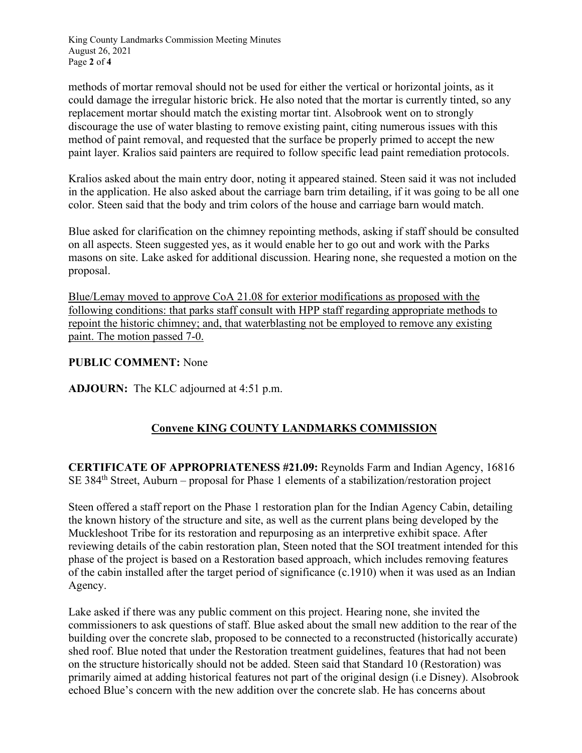methods of mortar removal should not be used for either the vertical or horizontal joints, as it could damage the irregular historic brick. He also noted that the mortar is currently tinted, so any replacement mortar should match the existing mortar tint. Alsobrook went on to strongly discourage the use of water blasting to remove existing paint, citing numerous issues with this method of paint removal, and requested that the surface be properly primed to accept the new paint layer. Kralios said painters are required to follow specific lead paint remediation protocols.

Kralios asked about the main entry door, noting it appeared stained. Steen said it was not included in the application. He also asked about the carriage barn trim detailing, if it was going to be all one color. Steen said that the body and trim colors of the house and carriage barn would match.

Blue asked for clarification on the chimney repointing methods, asking if staff should be consulted on all aspects. Steen suggested yes, as it would enable her to go out and work with the Parks masons on site. Lake asked for additional discussion. Hearing none, she requested a motion on the proposal.

<u>Blue/Lemay moved to approve CoA 21.08 for exterior modifications as proposed with the following conditions: that parks staff consult with HPP staff regarding appropriate methods to repoint the historic chimney; and, that waterblasting not be employed to remove any existing paint. The motion passed 7-0.</u>

**PUBLIC COMMENT:** None

**ADJOURN:** The KLC adjourned at 4:51 p.m.

## <u>Convene KING COUNTY LANDMARKS COMMISSION</u>

**CERTIFICATE OF APPROPRIATENESS #21.09:** Reynolds Farm and Indian Agency, 16816 SE 384th Street, Auburn – proposal for Phase 1 elements of a stabilization/restoration project

Steen offered a staff report on the Phase 1 restoration plan for the Indian Agency Cabin, detailing the known history of the structure and site, as well as the current plans being developed by the Muckleshoot Tribe for its restoration and repurposing as an interpretive exhibit space. After reviewing details of the cabin restoration plan, Steen noted that the SOI treatment intended for this phase of the project is based on a Restoration based approach, which includes removing features of the cabin installed after the target period of significance (c.1910) when it was used as an Indian Agency.

Lake asked if there was any public comment on this project. Hearing none, she invited the commissioners to ask questions of staff. Blue asked about the small new addition to the rear of the building over the concrete slab, proposed to be connected to a reconstructed (historically accurate) shed roof. Blue noted that under the Restoration treatment guidelines, features that had not been on the structure historically should not be added. Steen said that Standard 10 (Restoration) was primarily aimed at adding historical features not part of the original design (i.e Disney). Alsobrook echoed Blue's concern with the new addition over the concrete slab. He has concerns about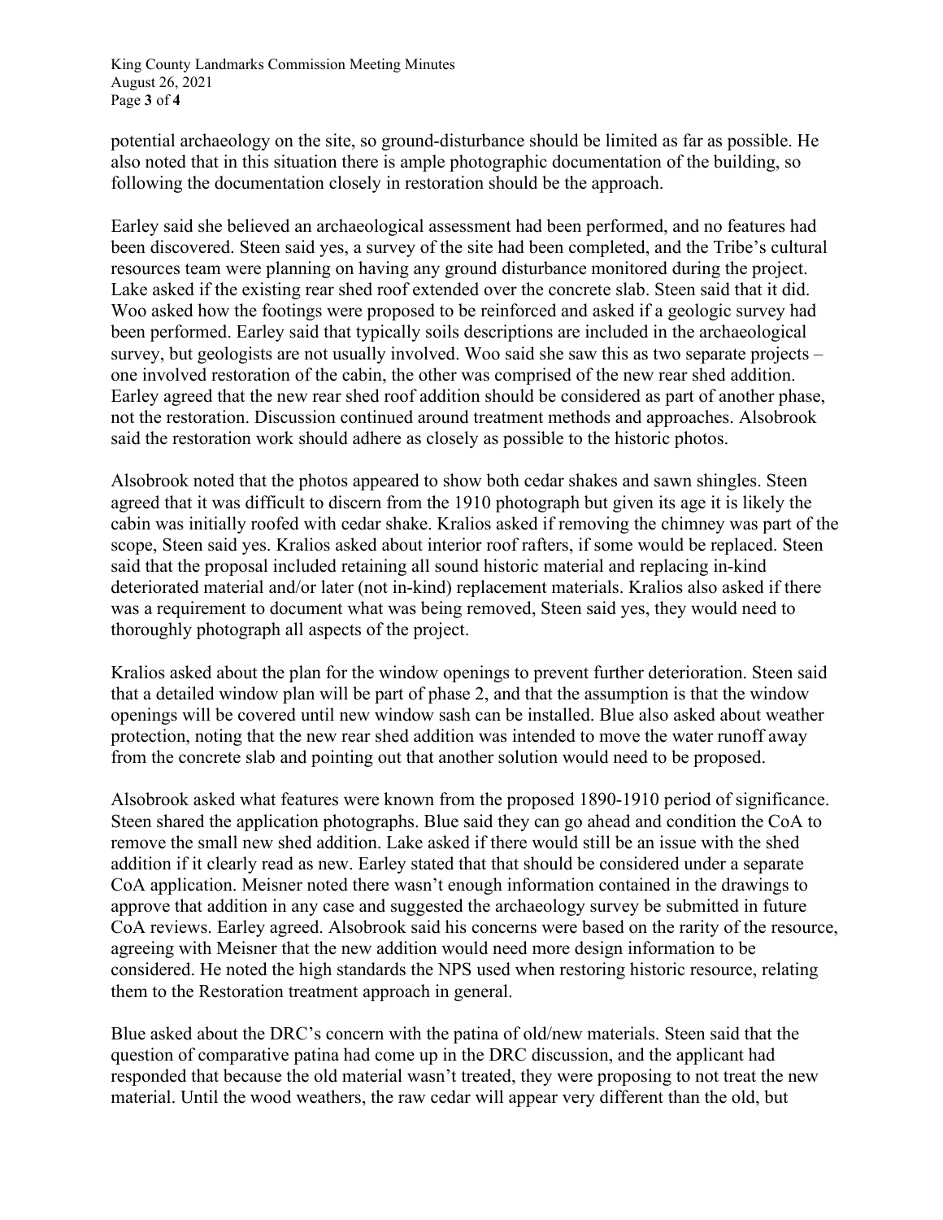potential archaeology on the site, so ground-disturbance should be limited as far as possible. He also noted that in this situation there is ample photographic documentation of the building, so following the documentation closely in restoration should be the approach.

Earley said she believed an archaeological assessment had been performed, and no features had been discovered. Steen said yes, a survey of the site had been completed, and the Tribe's cultural resources team were planning on having any ground disturbance monitored during the project. Lake asked if the existing rear shed roof extended over the concrete slab. Steen said that it did. Woo asked how the footings were proposed to be reinforced and asked if a geologic survey had been performed. Earley said that typically soils descriptions are included in the archaeological survey, but geologists are not usually involved. Woo said she saw this as two separate projects – one involved restoration of the cabin, the other was comprised of the new rear shed addition. Earley agreed that the new rear shed roof addition should be considered as part of another phase, not the restoration. Discussion continued around treatment methods and approaches. Alsobrook said the restoration work should adhere as closely as possible to the historic photos.

Alsobrook noted that the photos appeared to show both cedar shakes and sawn shingles. Steen agreed that it was difficult to discern from the 1910 photograph but given its age it is likely the cabin was initially roofed with cedar shake. Kralios asked if removing the chimney was part of the scope, Steen said yes. Kralios asked about interior roof rafters, if some would be replaced. Steen said that the proposal included retaining all sound historic material and replacing in-kind deteriorated material and/or later (not in-kind) replacement materials. Kralios also asked if there was a requirement to document what was being removed, Steen said yes, they would need to thoroughly photograph all aspects of the project.

Kralios asked about the plan for the window openings to prevent further deterioration. Steen said that a detailed window plan will be part of phase 2, and that the assumption is that the window openings will be covered until new window sash can be installed. Blue also asked about weather protection, noting that the new rear shed addition was intended to move the water runoff away from the concrete slab and pointing out that another solution would need to be proposed.

Alsobrook asked what features were known from the proposed 1890-1910 period of significance. Steen shared the application photographs. Blue said they can go ahead and condition the CoA to remove the small new shed addition. Lake asked if there would still be an issue with the shed addition if it clearly read as new. Earley stated that that should be considered under a separate CoA application. Meisner noted there wasn't enough information contained in the drawings to approve that addition in any case and suggested the archaeology survey be submitted in future CoA reviews. Earley agreed. Alsobrook said his concerns were based on the rarity of the resource, agreeing with Meisner that the new addition would need more design information to be considered. He noted the high standards the NPS used when restoring historic resource, relating them to the Restoration treatment approach in general.

Blue asked about the DRC's concern with the patina of old/new materials. Steen said that the question of comparative patina had come up in the DRC discussion, and the applicant had responded that because the old material wasn't treated, they were proposing to not treat the new material. Until the wood weathers, the raw cedar will appear very different than the old, but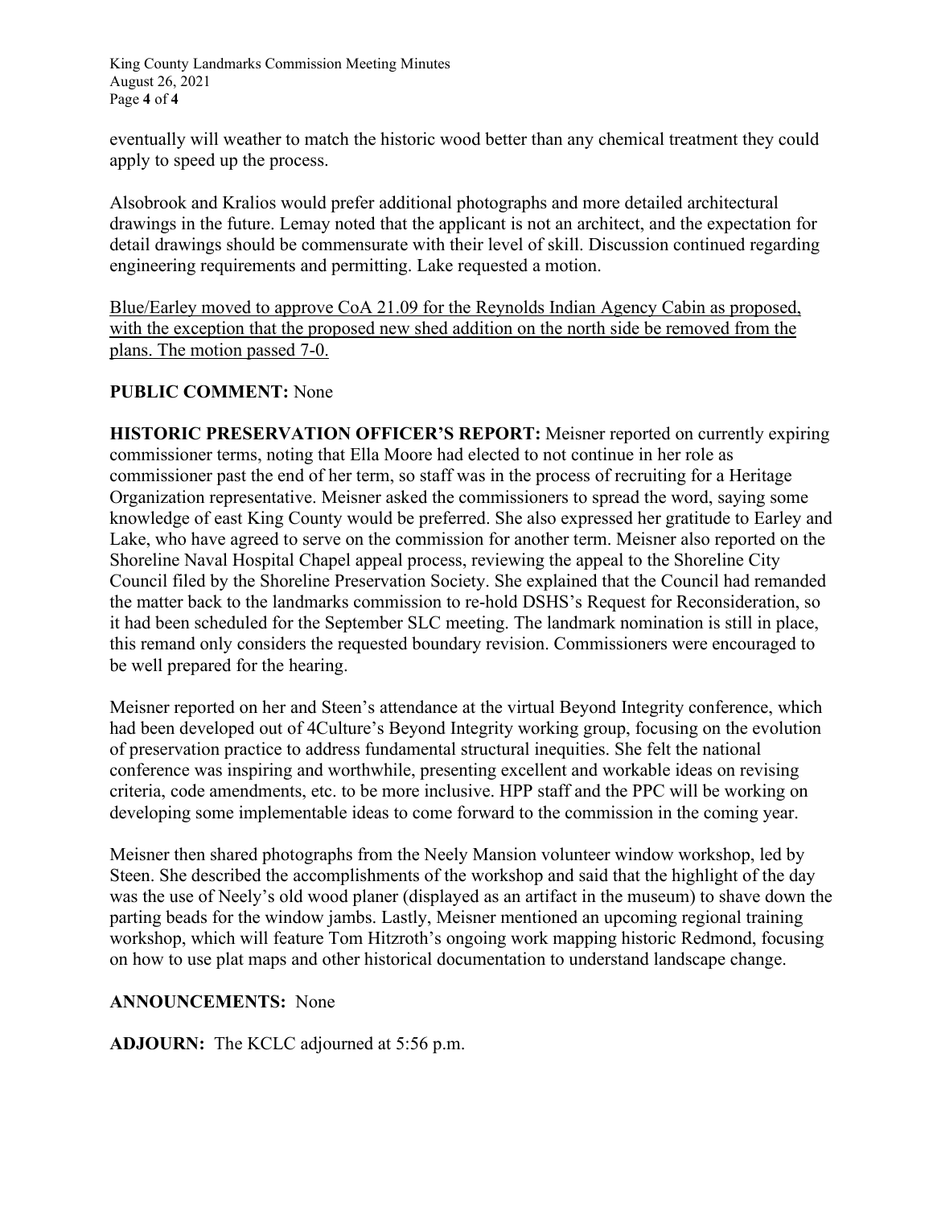eventually will weather to match the historic wood better than any chemical treatment they could apply to speed up the process.

Alsobrook and Kralios would prefer additional photographs and more detailed architectural drawings in the future. Lemay noted that the applicant is not an architect, and the expectation for detail drawings should be commensurate with their level of skill. Discussion continued regarding engineering requirements and permitting. Lake requested a motion.

<u>Blue/Earley moved to approve CoA 21.09 for the Reynolds Indian Agency Cabin as proposed, with the exception that the proposed new shed addition on the north side be removed from the plans. The motion passed 7-0.</u>

**PUBLIC COMMENT:** None

**HISTORIC PRESERVATION OFFICER'S REPORT:** Meisner reported on currently expiring commissioner terms, noting that Ella Moore had elected to not continue in her role as commissioner past the end of her term, so staff was in the process of recruiting for a Heritage Organization representative. Meisner asked the commissioners to spread the word, saying some knowledge of east King County would be preferred. She also expressed her gratitude to Earley and Lake, who have agreed to serve on the commission for another term. Meisner also reported on the Shoreline Naval Hospital Chapel appeal process, reviewing the appeal to the Shoreline City Council filed by the Shoreline Preservation Society. She explained that the Council had remanded the matter back to the landmarks commission to re-hold DSHS's Request for Reconsideration, so it had been scheduled for the September SLC meeting. The landmark nomination is still in place, this remand only considers the requested boundary revision. Commissioners were encouraged to be well prepared for the hearing.

Meisner reported on her and Steen's attendance at the virtual Beyond Integrity conference, which had been developed out of 4Culture's Beyond Integrity working group, focusing on the evolution of preservation practice to address fundamental structural inequities. She felt the national conference was inspiring and worthwhile, presenting excellent and workable ideas on revising criteria, code amendments, etc. to be more inclusive. HPP staff and the PPC will be working on developing some implementable ideas to come forward to the commission in the coming year.

Meisner then shared photographs from the Neely Mansion volunteer window workshop, led by Steen. She described the accomplishments of the workshop and said that the highlight of the day was the use of Neely's old wood planer (displayed as an artifact in the museum) to shave down the parting beads for the window jambs. Lastly, Meisner mentioned an upcoming regional training workshop, which will feature Tom Hitzroth's ongoing work mapping historic Redmond, focusing on how to use plat maps and other historical documentation to understand landscape change.

**ANNOUNCEMENTS:** None

**ADJOURN:** The KCLC adjourned at 5:56 p.m.